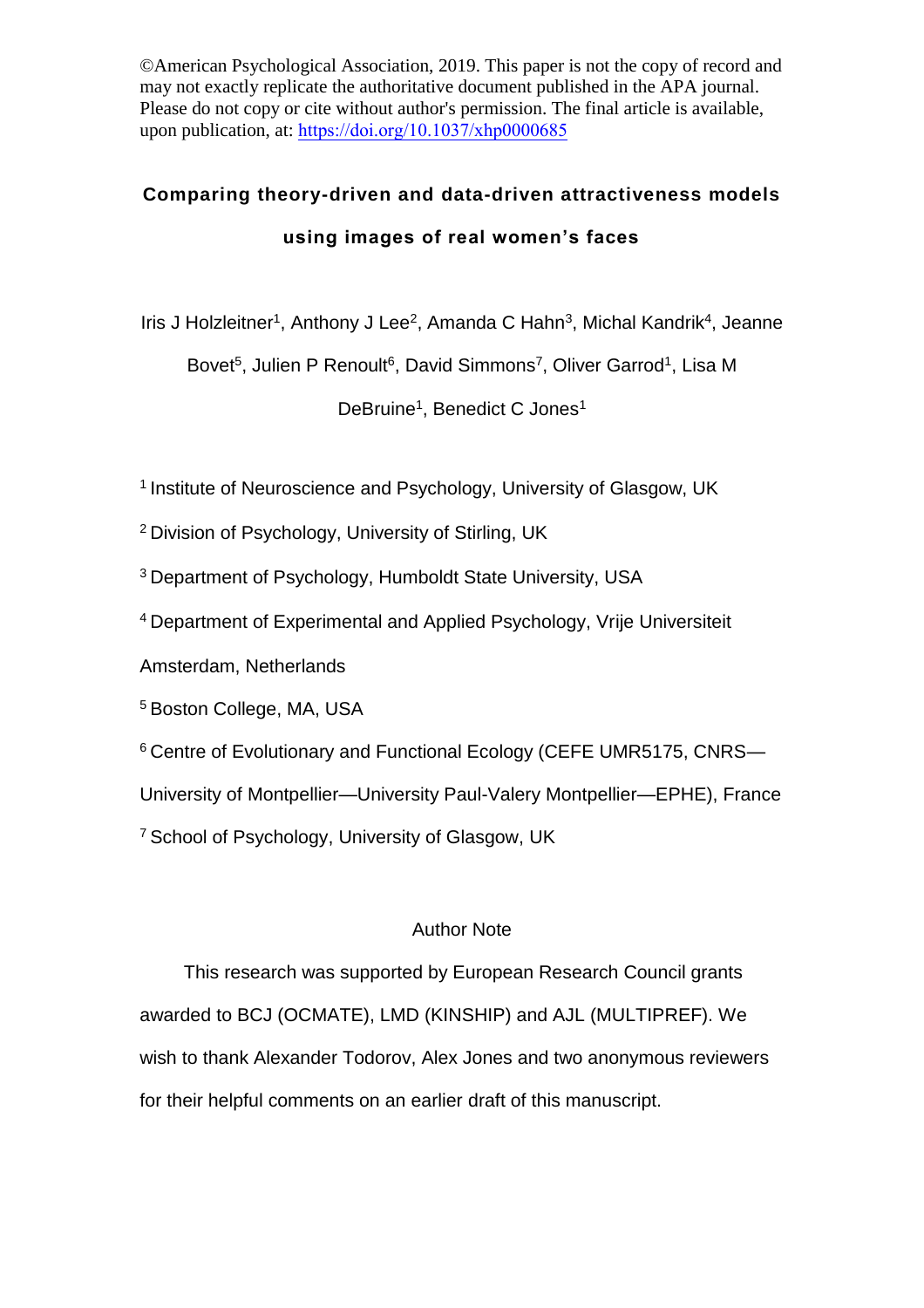©American Psychological Association, 2019. This paper is not the copy of record and may not exactly replicate the authoritative document published in the APA journal. Please do not copy or cite without author's permission. The final article is available, upon publication, at: https://doi.org/10.1037/xhp0000685

# Comparing theory-driven and data-driven attractiveness models using images of real women's faces

Iris J Holzleitner[1], Anthony J Lee[2], Amanda C Hahn[3], Michal Kandrik[4], Jeanne Bovet[5], Julien P Renoult[6], David Simmons[7], Oliver Garrod[1], Lisa M DeBruine[1], Benedict C Jones[1]

[1] Institute of Neuroscience and Psychology, University of Glasgow, UK

[2] Division of Psychology, University of Stirling, UK

[3] Department of Psychology, Humboldt State University, USA

[4] Department of Experimental and Applied Psychology, Vrije Universiteit Amsterdam, Netherlands

[5] Boston College, MA, USA

[6] Centre of Evolutionary and Functional Ecology (CEFE UMR5175, CNRS—University of Montpellier—University Paul-Valery Montpellier—EPHE), France

[7] School of Psychology, University of Glasgow, UK

## Author Note

This research was supported by European Research Council grants awarded to BCJ (OCMATE), LMD (KINSHIP) and AJL (MULTIPREF). We wish to thank Alexander Todorov, Alex Jones and two anonymous reviewers for their helpful comments on an earlier draft of this manuscript.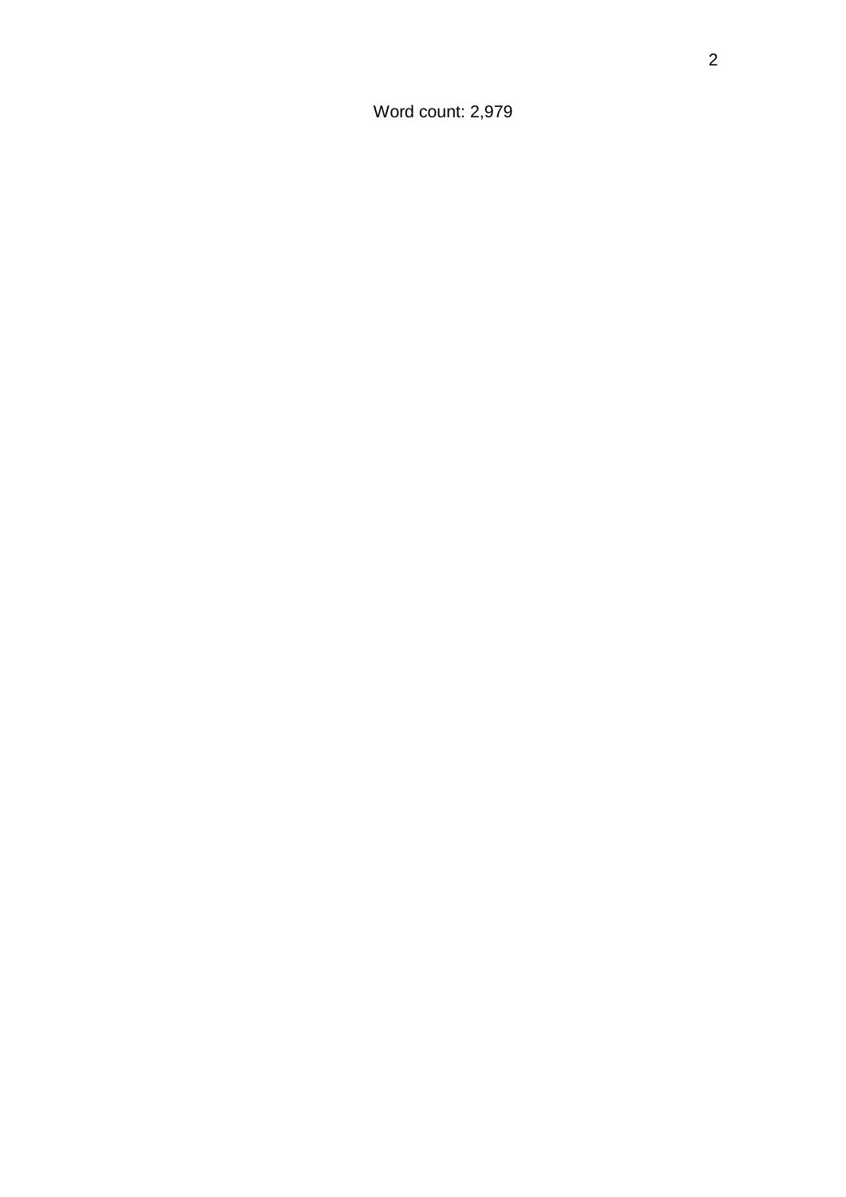Word count: 2,979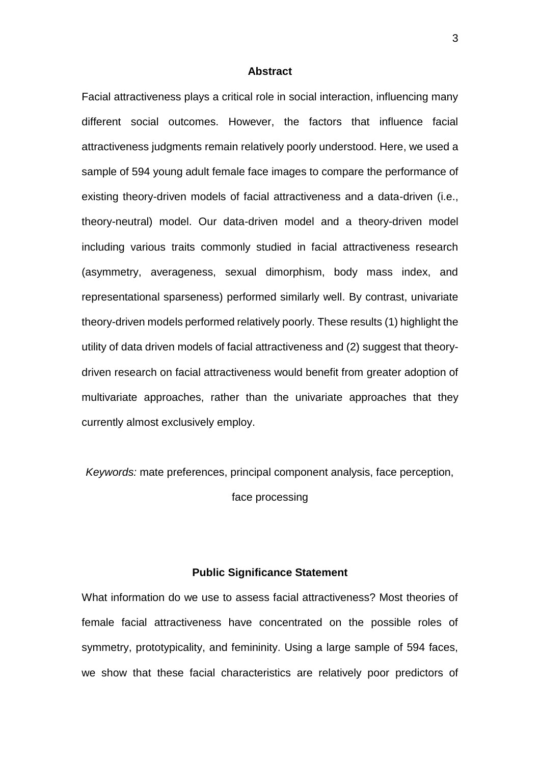## Abstract

Facial attractiveness plays a critical role in social interaction, influencing many different social outcomes. However, the factors that influence facial attractiveness judgments remain relatively poorly understood. Here, we used a sample of 594 young adult female face images to compare the performance of existing theory-driven models of facial attractiveness and a data-driven (i.e., theory-neutral) model. Our data-driven model and a theory-driven model including various traits commonly studied in facial attractiveness research (asymmetry, averageness, sexual dimorphism, body mass index, and representational sparseness) performed similarly well. By contrast, univariate theory-driven models performed relatively poorly. These results (1) highlight the utility of data driven models of facial attractiveness and (2) suggest that theory-driven research on facial attractiveness would benefit from greater adoption of multivariate approaches, rather than the univariate approaches that they currently almost exclusively employ.

*Keywords:* mate preferences, principal component analysis, face perception, face processing

## Public Significance Statement

What information do we use to assess facial attractiveness? Most theories of female facial attractiveness have concentrated on the possible roles of symmetry, prototypicality, and femininity. Using a large sample of 594 faces, we show that these facial characteristics are relatively poor predictors of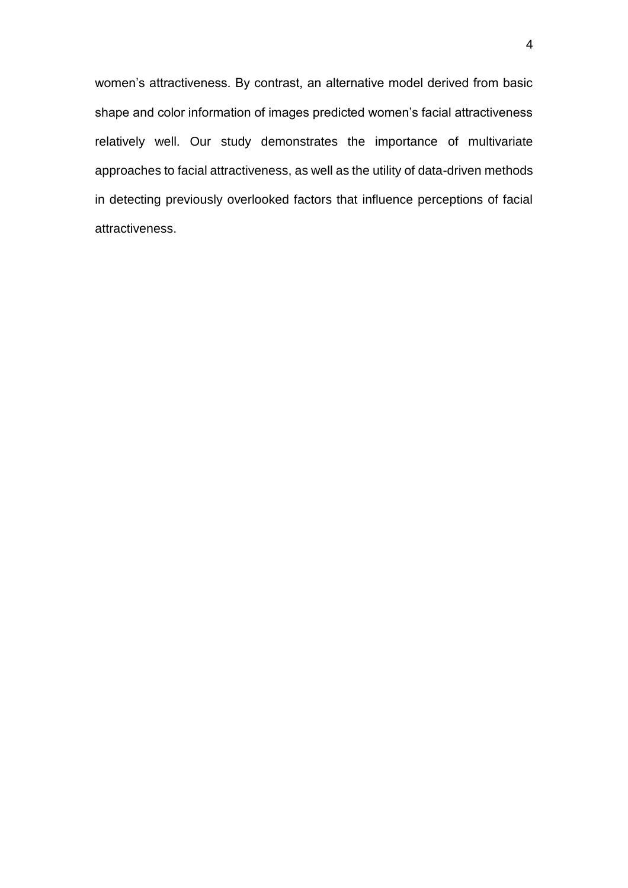women's attractiveness. By contrast, an alternative model derived from basic shape and color information of images predicted women's facial attractiveness relatively well. Our study demonstrates the importance of multivariate approaches to facial attractiveness, as well as the utility of data-driven methods in detecting previously overlooked factors that influence perceptions of facial attractiveness.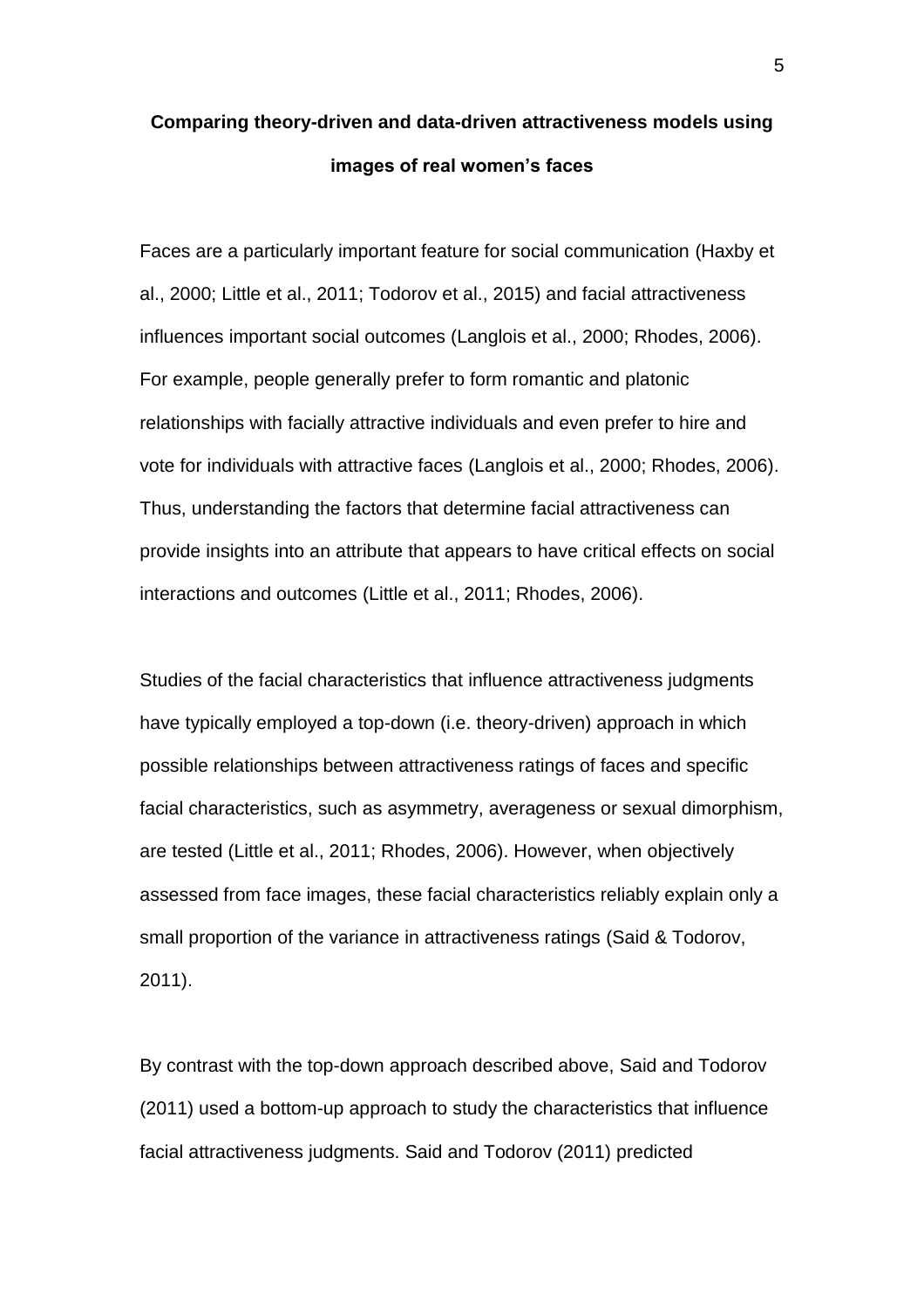# Comparing theory-driven and data-driven attractiveness models using images of real women's faces

Faces are a particularly important feature for social communication (Haxby et al., 2000; Little et al., 2011; Todorov et al., 2015) and facial attractiveness influences important social outcomes (Langlois et al., 2000; Rhodes, 2006). For example, people generally prefer to form romantic and platonic relationships with facially attractive individuals and even prefer to hire and vote for individuals with attractive faces (Langlois et al., 2000; Rhodes, 2006). Thus, understanding the factors that determine facial attractiveness can provide insights into an attribute that appears to have critical effects on social interactions and outcomes (Little et al., 2011; Rhodes, 2006).

Studies of the facial characteristics that influence attractiveness judgments have typically employed a top-down (i.e. theory-driven) approach in which possible relationships between attractiveness ratings of faces and specific facial characteristics, such as asymmetry, averageness or sexual dimorphism, are tested (Little et al., 2011; Rhodes, 2006). However, when objectively assessed from face images, these facial characteristics reliably explain only a small proportion of the variance in attractiveness ratings (Said & Todorov, 2011).

By contrast with the top-down approach described above, Said and Todorov (2011) used a bottom-up approach to study the characteristics that influence facial attractiveness judgments. Said and Todorov (2011) predicted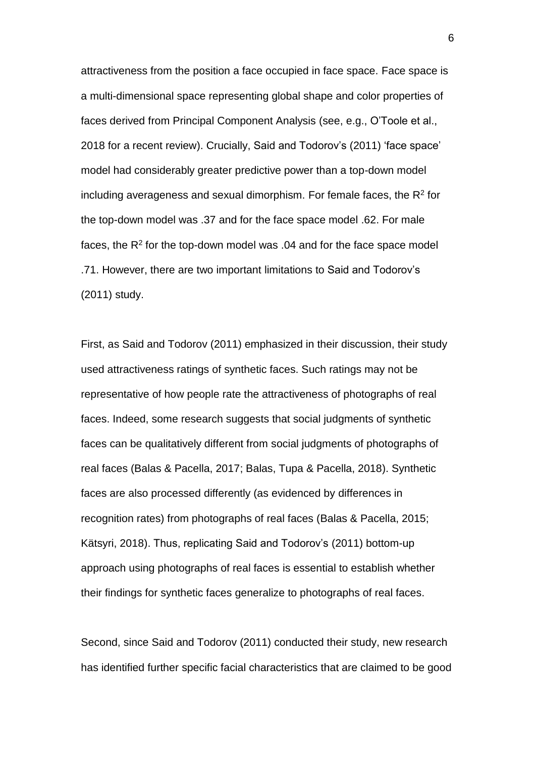attractiveness from the position a face occupied in face space. Face space is a multi-dimensional space representing global shape and color properties of faces derived from Principal Component Analysis (see, e.g., O'Toole et al., 2018 for a recent review). Crucially, Said and Todorov's (2011) 'face space' model had considerably greater predictive power than a top-down model including averageness and sexual dimorphism. For female faces, the $R^2$ for the top-down model was .37 and for the face space model .62. For male faces, the $R^2$ for the top-down model was .04 and for the face space model .71. However, there are two important limitations to Said and Todorov's (2011) study.

First, as Said and Todorov (2011) emphasized in their discussion, their study used attractiveness ratings of synthetic faces. Such ratings may not be representative of how people rate the attractiveness of photographs of real faces. Indeed, some research suggests that social judgments of synthetic faces can be qualitatively different from social judgments of photographs of real faces (Balas & Pacella, 2017; Balas, Tupa & Pacella, 2018). Synthetic faces are also processed differently (as evidenced by differences in recognition rates) from photographs of real faces (Balas & Pacella, 2015; Kätsyri, 2018). Thus, replicating Said and Todorov's (2011) bottom-up approach using photographs of real faces is essential to establish whether their findings for synthetic faces generalize to photographs of real faces.

Second, since Said and Todorov (2011) conducted their study, new research has identified further specific facial characteristics that are claimed to be good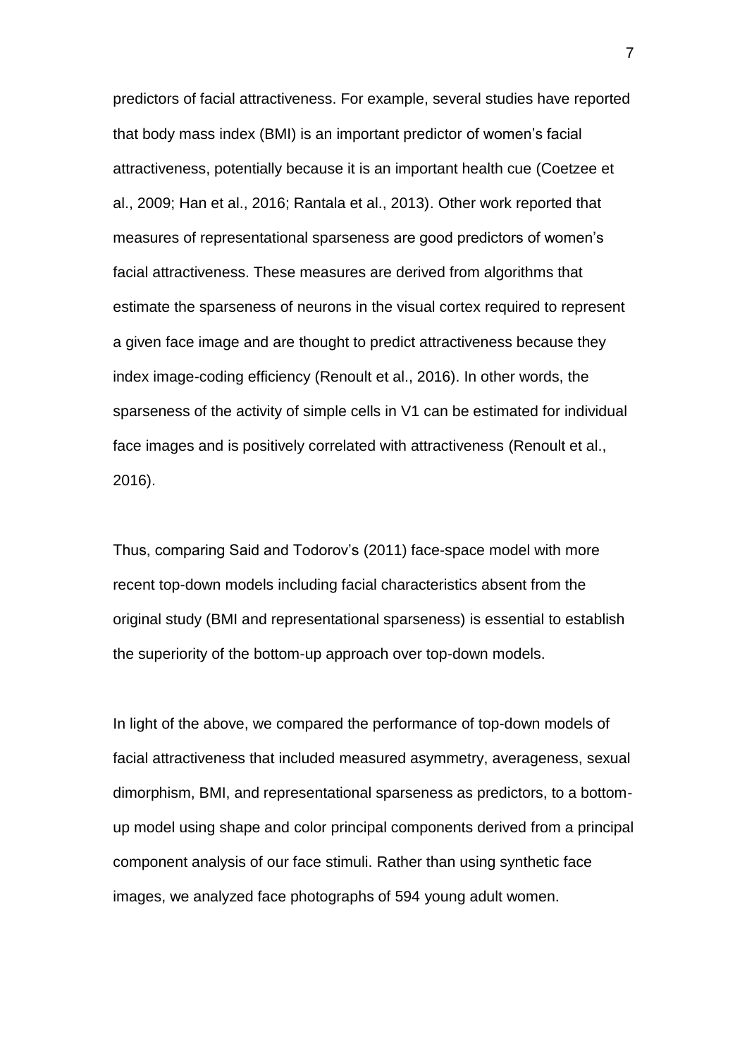predictors of facial attractiveness. For example, several studies have reported that body mass index (BMI) is an important predictor of women's facial attractiveness, potentially because it is an important health cue (Coetzee et al., 2009; Han et al., 2016; Rantala et al., 2013). Other work reported that measures of representational sparseness are good predictors of women's facial attractiveness. These measures are derived from algorithms that estimate the sparseness of neurons in the visual cortex required to represent a given face image and are thought to predict attractiveness because they index image-coding efficiency (Renoult et al., 2016). In other words, the sparseness of the activity of simple cells in V1 can be estimated for individual face images and is positively correlated with attractiveness (Renoult et al., 2016).

Thus, comparing Said and Todorov's (2011) face-space model with more recent top-down models including facial characteristics absent from the original study (BMI and representational sparseness) is essential to establish the superiority of the bottom-up approach over top-down models.

In light of the above, we compared the performance of top-down models of facial attractiveness that included measured asymmetry, averageness, sexual dimorphism, BMI, and representational sparseness as predictors, to a bottom-up model using shape and color principal components derived from a principal component analysis of our face stimuli. Rather than using synthetic face images, we analyzed face photographs of 594 young adult women.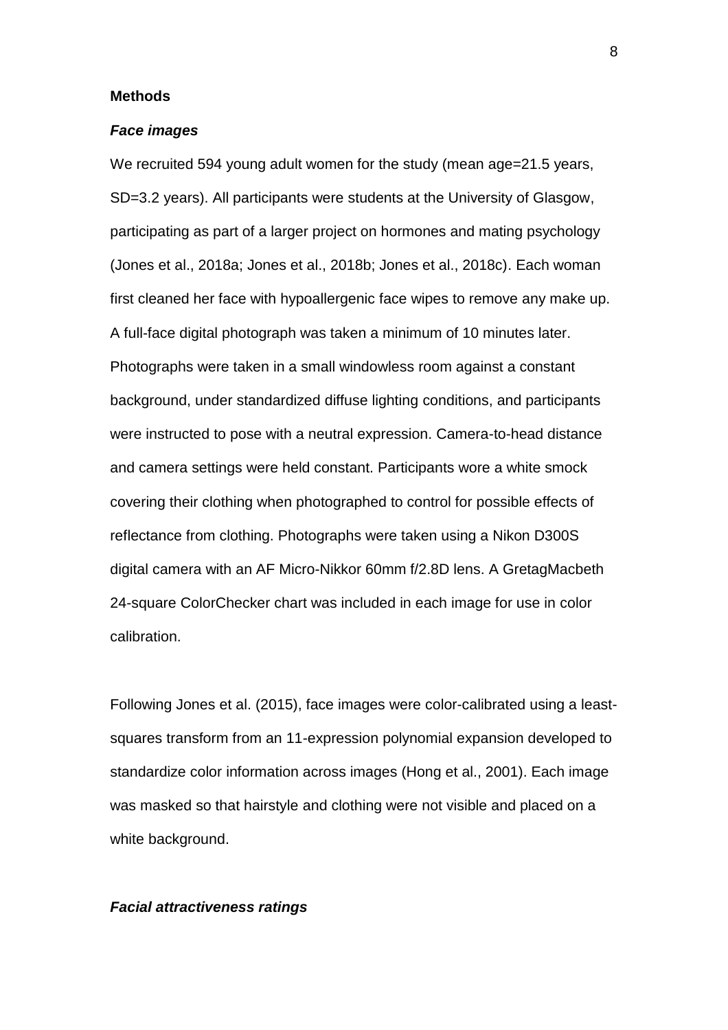## Methods

### *Face images*

We recruited 594 young adult women for the study (mean age=21.5 years, SD=3.2 years). All participants were students at the University of Glasgow, participating as part of a larger project on hormones and mating psychology (Jones et al., 2018a; Jones et al., 2018b; Jones et al., 2018c). Each woman first cleaned her face with hypoallergenic face wipes to remove any make up. A full-face digital photograph was taken a minimum of 10 minutes later. Photographs were taken in a small windowless room against a constant background, under standardized diffuse lighting conditions, and participants were instructed to pose with a neutral expression. Camera-to-head distance and camera settings were held constant. Participants wore a white smock covering their clothing when photographed to control for possible effects of reflectance from clothing. Photographs were taken using a Nikon D300S digital camera with an AF Micro-Nikkor 60mm f/2.8D lens. A GretagMacbeth 24-square ColorChecker chart was included in each image for use in color calibration.

Following Jones et al. (2015), face images were color-calibrated using a least-squares transform from an 11-expression polynomial expansion developed to standardize color information across images (Hong et al., 2001). Each image was masked so that hairstyle and clothing were not visible and placed on a white background.

### *Facial attractiveness ratings*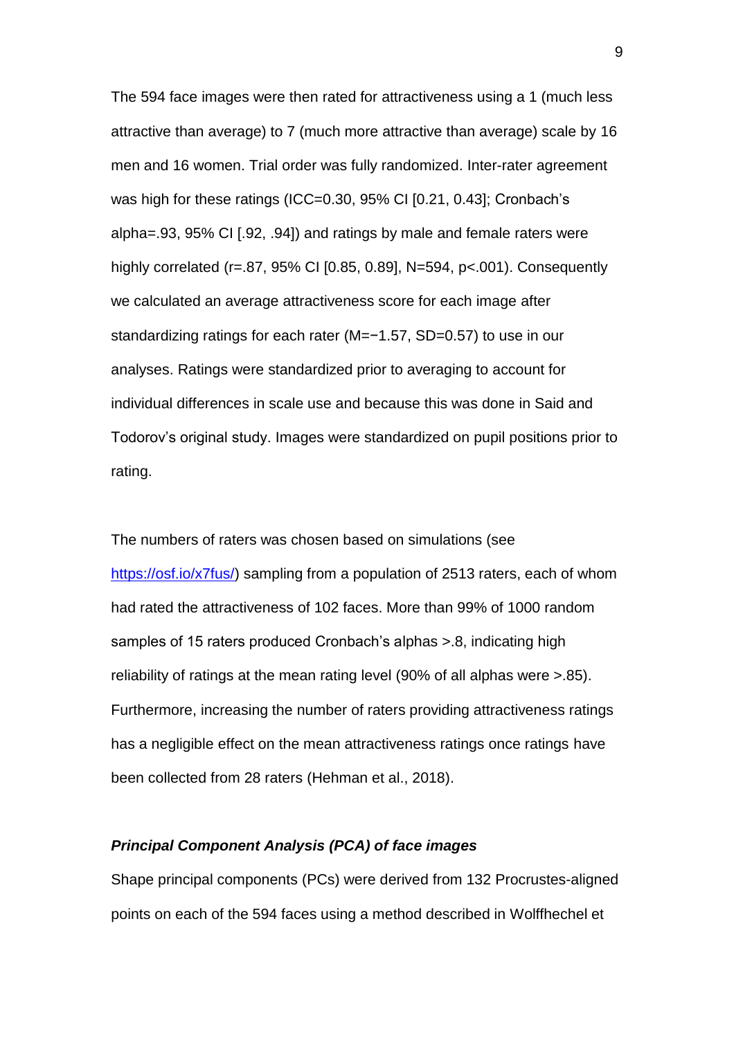The 594 face images were then rated for attractiveness using a 1 (much less attractive than average) to 7 (much more attractive than average) scale by 16 men and 16 women. Trial order was fully randomized. Inter-rater agreement was high for these ratings (ICC=0.30, 95% CI [0.21, 0.43]; Cronbach's alpha=.93, 95% CI [.92, .94]) and ratings by male and female raters were highly correlated (r=.87, 95% CI [0.85, 0.89], N=594, p<.001). Consequently we calculated an average attractiveness score for each image after standardizing ratings for each rater (M=−1.57, SD=0.57) to use in our analyses. Ratings were standardized prior to averaging to account for individual differences in scale use and because this was done in Said and Todorov's original study. Images were standardized on pupil positions prior to rating.

The numbers of raters was chosen based on simulations (see https://osf.io/x7fus/) sampling from a population of 2513 raters, each of whom had rated the attractiveness of 102 faces. More than 99% of 1000 random samples of 15 raters produced Cronbach's alphas >.8, indicating high reliability of ratings at the mean rating level (90% of all alphas were >.85). Furthermore, increasing the number of raters providing attractiveness ratings has a negligible effect on the mean attractiveness ratings once ratings have been collected from 28 raters (Hehman et al., 2018).

### *Principal Component Analysis (PCA) of face images*

Shape principal components (PCs) were derived from 132 Procrustes-aligned points on each of the 594 faces using a method described in Wolffhechel et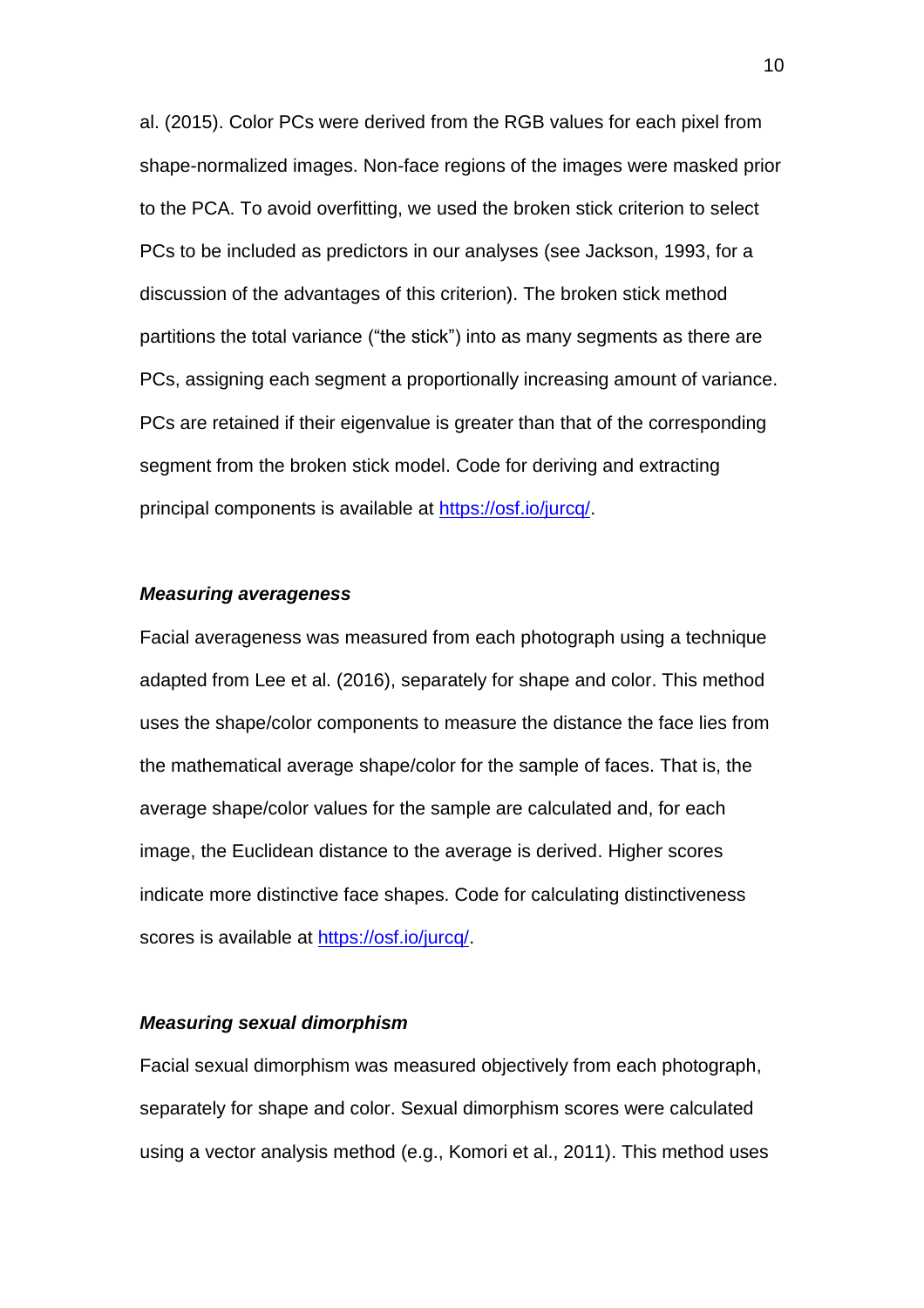al. (2015). Color PCs were derived from the RGB values for each pixel from shape-normalized images. Non-face regions of the images were masked prior to the PCA. To avoid overfitting, we used the broken stick criterion to select PCs to be included as predictors in our analyses (see Jackson, 1993, for a discussion of the advantages of this criterion). The broken stick method partitions the total variance ("the stick") into as many segments as there are PCs, assigning each segment a proportionally increasing amount of variance. PCs are retained if their eigenvalue is greater than that of the corresponding segment from the broken stick model. Code for deriving and extracting principal components is available at https://osf.io/jurcq/.

### *Measuring averageness*

Facial averageness was measured from each photograph using a technique adapted from Lee et al. (2016), separately for shape and color. This method uses the shape/color components to measure the distance the face lies from the mathematical average shape/color for the sample of faces. That is, the average shape/color values for the sample are calculated and, for each image, the Euclidean distance to the average is derived. Higher scores indicate more distinctive face shapes. Code for calculating distinctiveness scores is available at https://osf.io/jurcq/.

### *Measuring sexual dimorphism*

Facial sexual dimorphism was measured objectively from each photograph, separately for shape and color. Sexual dimorphism scores were calculated using a vector analysis method (e.g., Komori et al., 2011). This method uses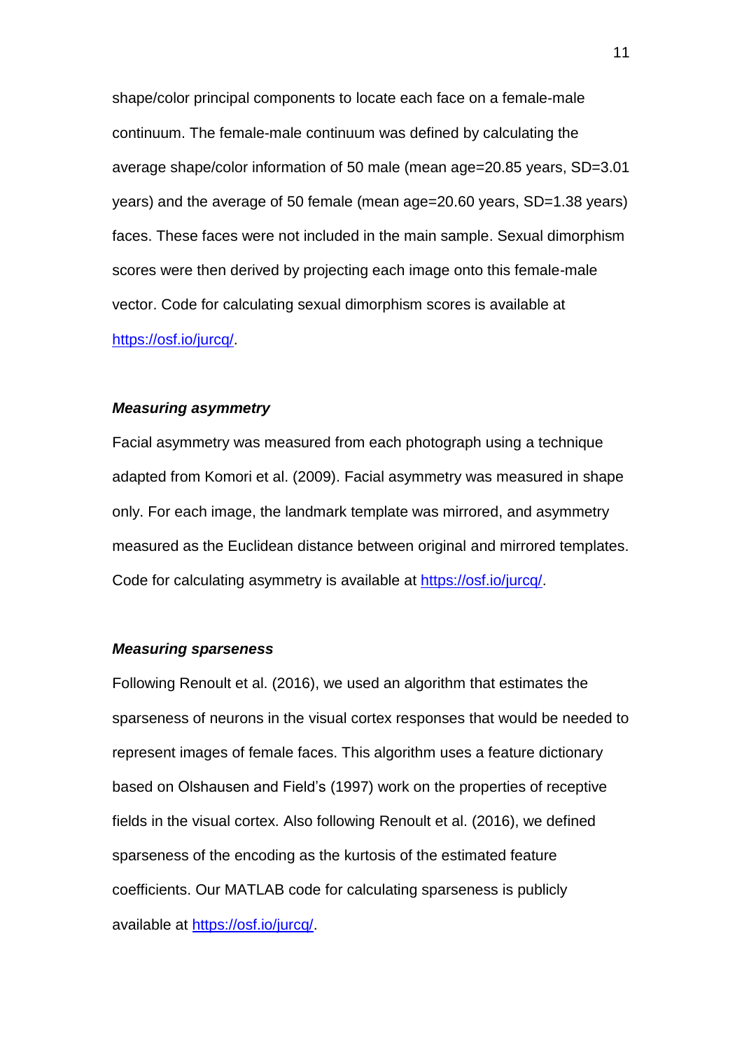shape/color principal components to locate each face on a female-male continuum. The female-male continuum was defined by calculating the average shape/color information of 50 male (mean age=20.85 years, SD=3.01 years) and the average of 50 female (mean age=20.60 years, SD=1.38 years) faces. These faces were not included in the main sample. Sexual dimorphism scores were then derived by projecting each image onto this female-male vector. Code for calculating sexual dimorphism scores is available at [https://osf.io/jurcq/](https://osf.io/jurcq/).

### ***Measuring asymmetry***

Facial asymmetry was measured from each photograph using a technique adapted from Komori et al. (2009). Facial asymmetry was measured in shape only. For each image, the landmark template was mirrored, and asymmetry measured as the Euclidean distance between original and mirrored templates. Code for calculating asymmetry is available at [https://osf.io/jurcq/](https://osf.io/jurcq/).

### ***Measuring sparseness***

Following Renoult et al. (2016), we used an algorithm that estimates the sparseness of neurons in the visual cortex responses that would be needed to represent images of female faces. This algorithm uses a feature dictionary based on Olshausen and Field's (1997) work on the properties of receptive fields in the visual cortex. Also following Renoult et al. (2016), we defined sparseness of the encoding as the kurtosis of the estimated feature coefficients. Our MATLAB code for calculating sparseness is publicly available at [https://osf.io/jurcq/](https://osf.io/jurcq/).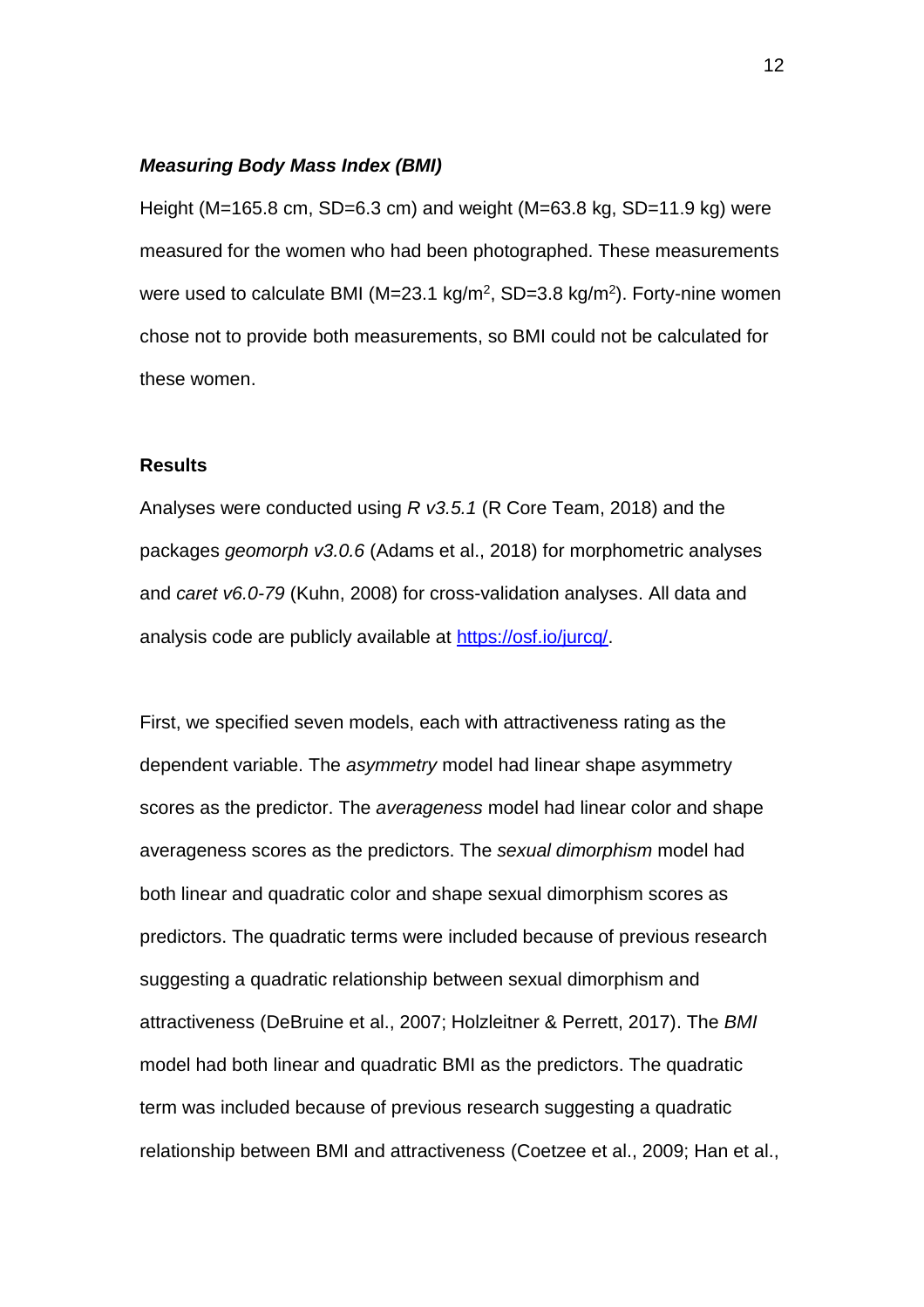### ***Measuring Body Mass Index (BMI)***

Height (M=165.8 cm, SD=6.3 cm) and weight (M=63.8 kg, SD=11.9 kg) were measured for the women who had been photographed. These measurements were used to calculate BMI (M=23.1 kg/m$^2$, SD=3.8 kg/m$^2$). Forty-nine women chose not to provide both measurements, so BMI could not be calculated for these women.

## **Results**

Analyses were conducted using *R v3.5.1* (R Core Team, 2018) and the packages *geomorph v3.0.6* (Adams et al., 2018) for morphometric analyses and *caret v6.0-79* (Kuhn, 2008) for cross-validation analyses. All data and analysis code are publicly available at [https://osf.io/jurcq/](https://osf.io/jurcq/).

First, we specified seven models, each with attractiveness rating as the dependent variable. The *asymmetry* model had linear shape asymmetry scores as the predictor. The *averageness* model had linear color and shape averageness scores as the predictors. The *sexual dimorphism* model had both linear and quadratic color and shape sexual dimorphism scores as predictors. The quadratic terms were included because of previous research suggesting a quadratic relationship between sexual dimorphism and attractiveness (DeBruine et al., 2007; Holzleitner & Perrett, 2017). The *BMI* model had both linear and quadratic BMI as the predictors. The quadratic term was included because of previous research suggesting a quadratic relationship between BMI and attractiveness (Coetzee et al., 2009; Han et al.,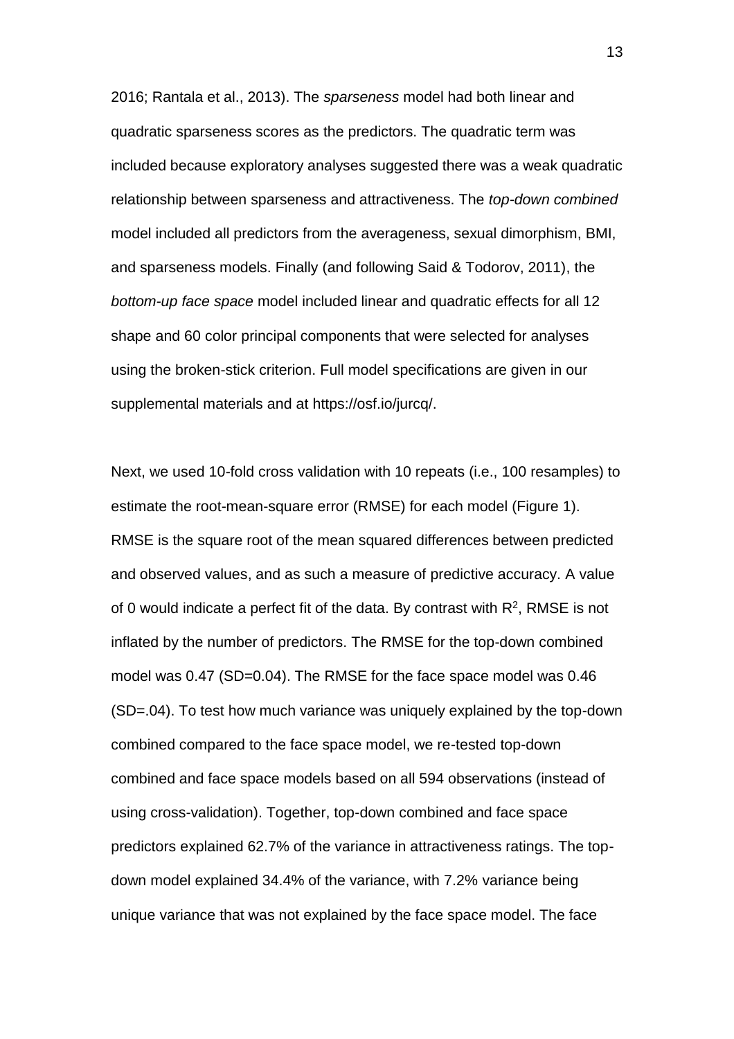2016; Rantala et al., 2013). The *sparseness* model had both linear and quadratic sparseness scores as the predictors. The quadratic term was included because exploratory analyses suggested there was a weak quadratic relationship between sparseness and attractiveness. The *top-down combined* model included all predictors from the averageness, sexual dimorphism, BMI, and sparseness models. Finally (and following Said & Todorov, 2011), the *bottom-up face space* model included linear and quadratic effects for all 12 shape and 60 color principal components that were selected for analyses using the broken-stick criterion. Full model specifications are given in our supplemental materials and at https://osf.io/jurcq/.

Next, we used 10-fold cross validation with 10 repeats (i.e., 100 resamples) to estimate the root-mean-square error (RMSE) for each model (Figure 1). RMSE is the square root of the mean squared differences between predicted and observed values, and as such a measure of predictive accuracy. A value of 0 would indicate a perfect fit of the data. By contrast with $R^2$, RMSE is not inflated by the number of predictors. The RMSE for the top-down combined model was 0.47 (SD=0.04). The RMSE for the face space model was 0.46 (SD=.04). To test how much variance was uniquely explained by the top-down combined compared to the face space model, we re-tested top-down combined and face space models based on all 594 observations (instead of using cross-validation). Together, top-down combined and face space predictors explained 62.7% of the variance in attractiveness ratings. The top-down model explained 34.4% of the variance, with 7.2% variance being unique variance that was not explained by the face space model. The face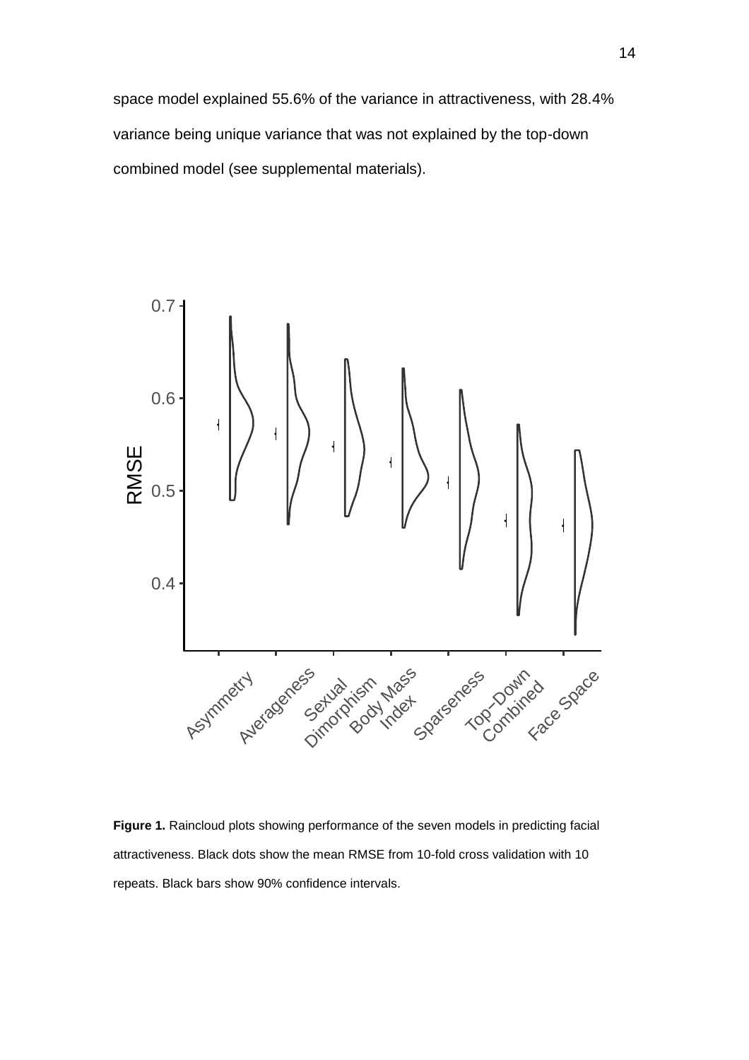space model explained 55.6% of the variance in attractiveness, with 28.4% variance being unique variance that was not explained by the top-down combined model (see supplemental materials).

**Figure 1.** Raincloud plots showing performance of the seven models in predicting facial attractiveness. Black dots show the mean RMSE from 10-fold cross validation with 10 repeats. Black bars show 90% confidence intervals.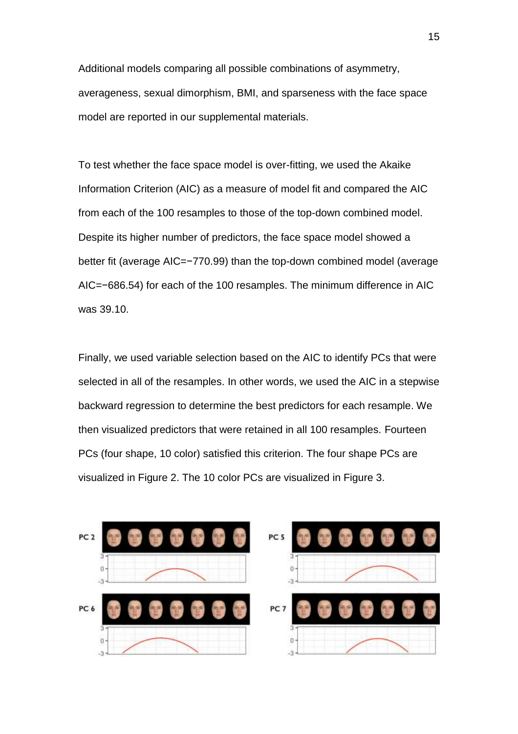Additional models comparing all possible combinations of asymmetry, averageness, sexual dimorphism, BMI, and sparseness with the face space model are reported in our supplemental materials.

To test whether the face space model is over-fitting, we used the Akaike Information Criterion (AIC) as a measure of model fit and compared the AIC from each of the 100 resamples to those of the top-down combined model. Despite its higher number of predictors, the face space model showed a better fit (average AIC=−770.99) than the top-down combined model (average AIC=−686.54) for each of the 100 resamples. The minimum difference in AIC was 39.10.

Finally, we used variable selection based on the AIC to identify PCs that were selected in all of the resamples. In other words, we used the AIC in a stepwise backward regression to determine the best predictors for each resample. We then visualized predictors that were retained in all 100 resamples. Fourteen PCs (four shape, 10 color) satisfied this criterion. The four shape PCs are visualized in Figure 2. The 10 color PCs are visualized in Figure 3.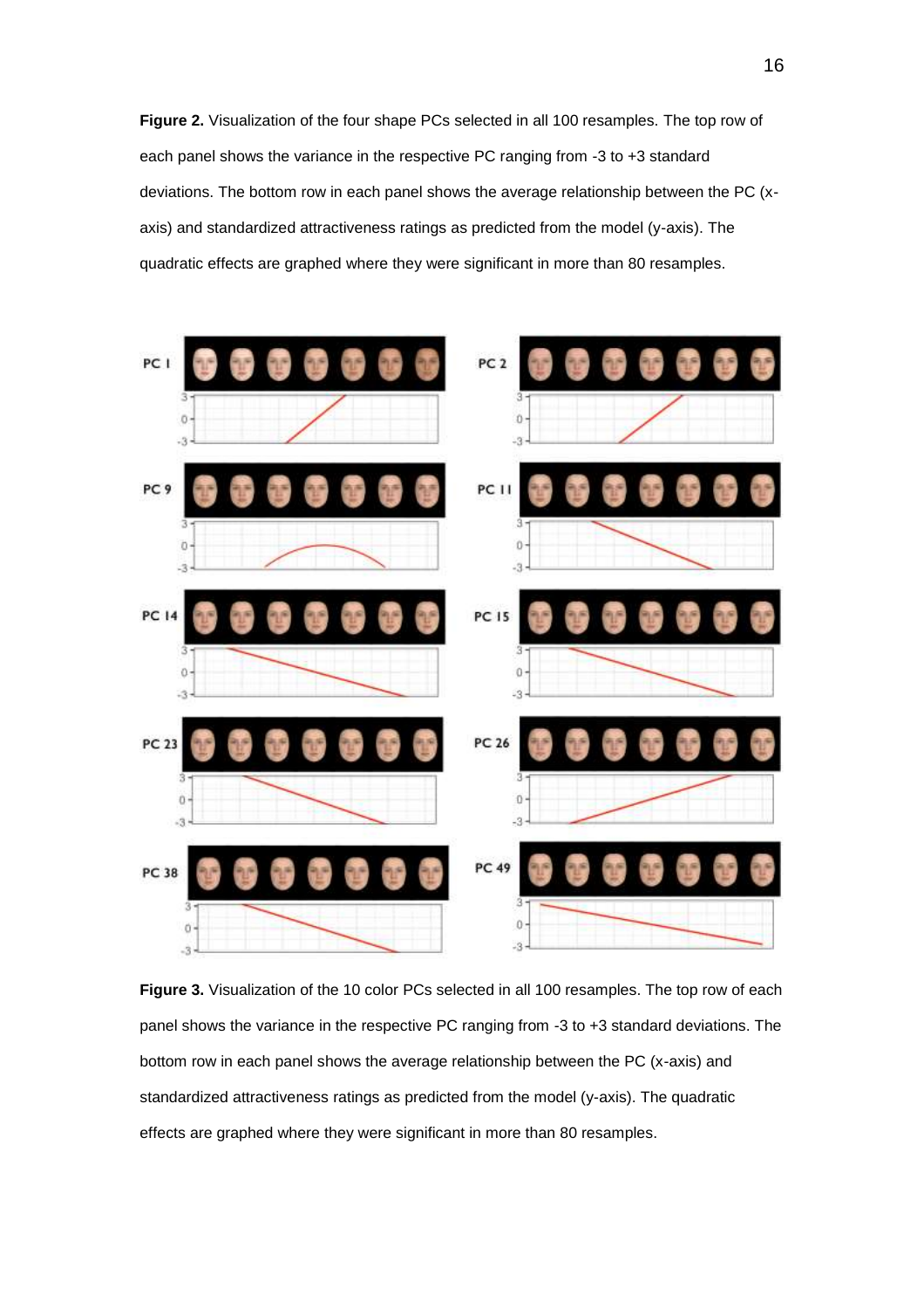**Figure 2.** Visualization of the four shape PCs selected in all 100 resamples. The top row of each panel shows the variance in the respective PC ranging from -3 to +3 standard deviations. The bottom row in each panel shows the average relationship between the PC (x-axis) and standardized attractiveness ratings as predicted from the model (y-axis). The quadratic effects are graphed where they were significant in more than 80 resamples.

**Figure 3.** Visualization of the 10 color PCs selected in all 100 resamples. The top row of each panel shows the variance in the respective PC ranging from -3 to +3 standard deviations. The bottom row in each panel shows the average relationship between the PC (x-axis) and standardized attractiveness ratings as predicted from the model (y-axis). The quadratic effects are graphed where they were significant in more than 80 resamples.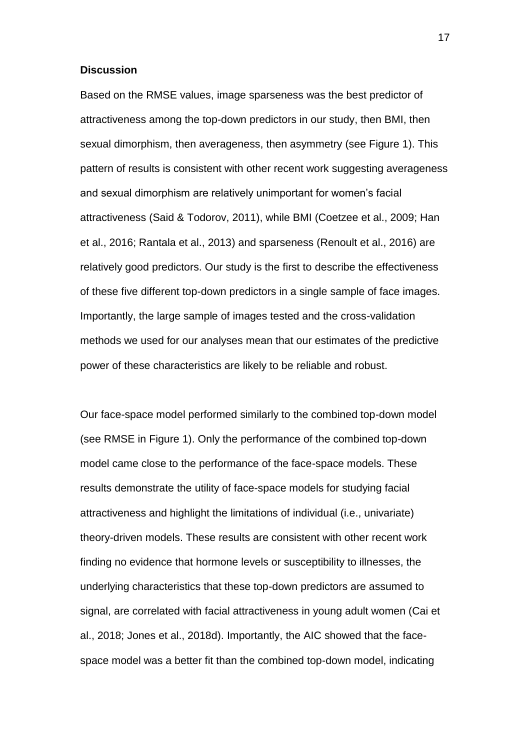### Discussion

Based on the RMSE values, image sparseness was the best predictor of attractiveness among the top-down predictors in our study, then BMI, then sexual dimorphism, then averageness, then asymmetry (see Figure 1). This pattern of results is consistent with other recent work suggesting averageness and sexual dimorphism are relatively unimportant for women's facial attractiveness (Said & Todorov, 2011), while BMI (Coetzee et al., 2009; Han et al., 2016; Rantala et al., 2013) and sparseness (Renoult et al., 2016) are relatively good predictors. Our study is the first to describe the effectiveness of these five different top-down predictors in a single sample of face images. Importantly, the large sample of images tested and the cross-validation methods we used for our analyses mean that our estimates of the predictive power of these characteristics are likely to be reliable and robust.

Our face-space model performed similarly to the combined top-down model (see RMSE in Figure 1). Only the performance of the combined top-down model came close to the performance of the face-space models. These results demonstrate the utility of face-space models for studying facial attractiveness and highlight the limitations of individual (i.e., univariate) theory-driven models. These results are consistent with other recent work finding no evidence that hormone levels or susceptibility to illnesses, the underlying characteristics that these top-down predictors are assumed to signal, are correlated with facial attractiveness in young adult women (Cai et al., 2018; Jones et al., 2018d). Importantly, the AIC showed that the face-space model was a better fit than the combined top-down model, indicating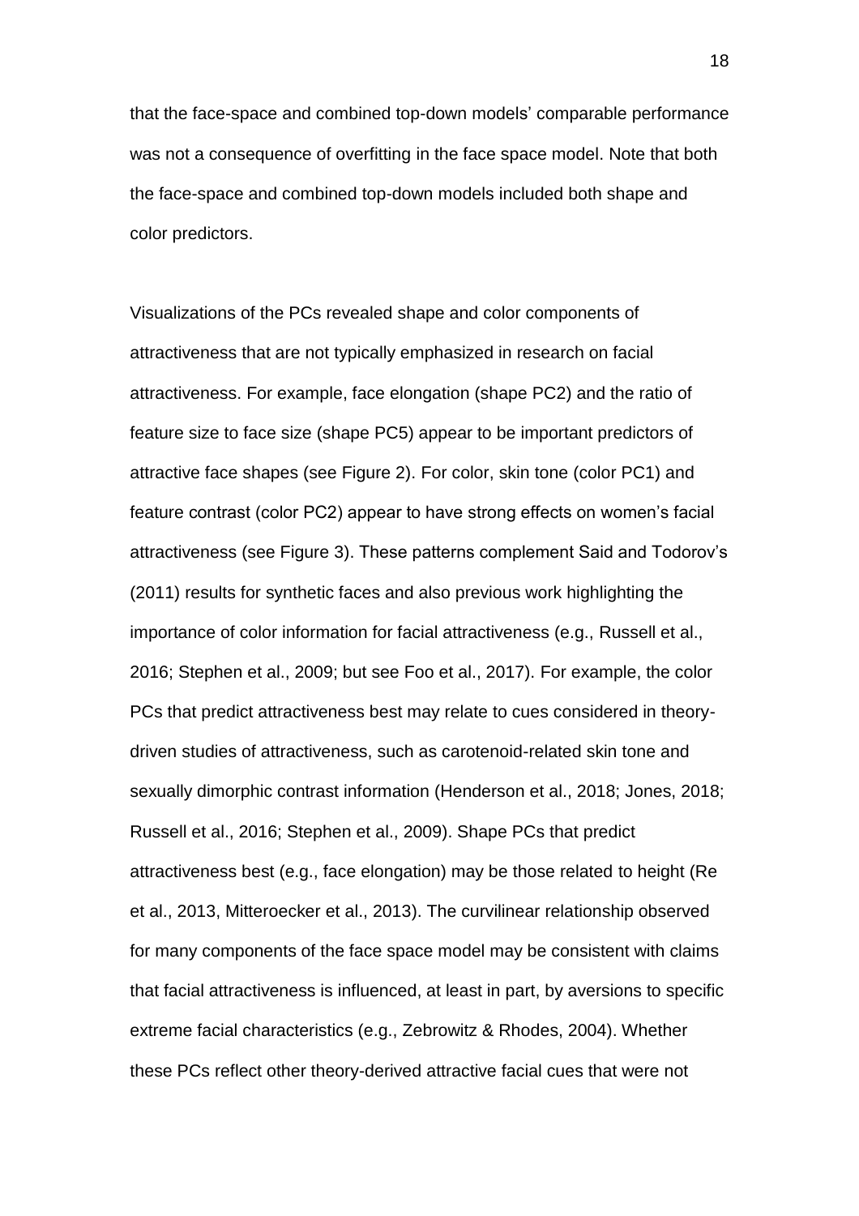that the face-space and combined top-down models' comparable performance was not a consequence of overfitting in the face space model. Note that both the face-space and combined top-down models included both shape and color predictors.

Visualizations of the PCs revealed shape and color components of attractiveness that are not typically emphasized in research on facial attractiveness. For example, face elongation (shape PC2) and the ratio of feature size to face size (shape PC5) appear to be important predictors of attractive face shapes (see Figure 2). For color, skin tone (color PC1) and feature contrast (color PC2) appear to have strong effects on women's facial attractiveness (see Figure 3). These patterns complement Said and Todorov's (2011) results for synthetic faces and also previous work highlighting the importance of color information for facial attractiveness (e.g., Russell et al., 2016; Stephen et al., 2009; but see Foo et al., 2017). For example, the color PCs that predict attractiveness best may relate to cues considered in theory-driven studies of attractiveness, such as carotenoid-related skin tone and sexually dimorphic contrast information (Henderson et al., 2018; Jones, 2018; Russell et al., 2016; Stephen et al., 2009). Shape PCs that predict attractiveness best (e.g., face elongation) may be those related to height (Re et al., 2013, Mitteroecker et al., 2013). The curvilinear relationship observed for many components of the face space model may be consistent with claims that facial attractiveness is influenced, at least in part, by aversions to specific extreme facial characteristics (e.g., Zebrowitz & Rhodes, 2004). Whether these PCs reflect other theory-derived attractive facial cues that were not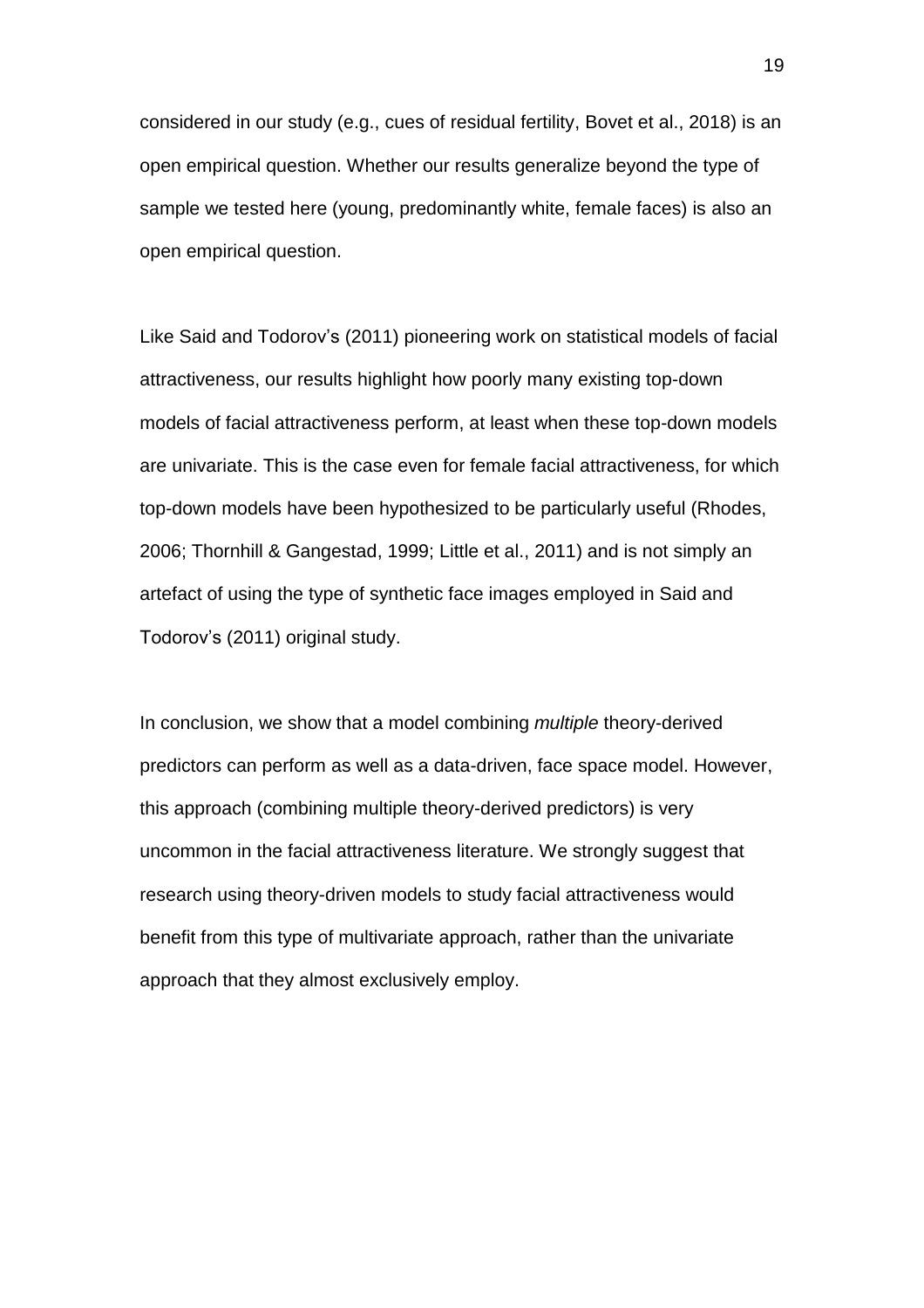considered in our study (e.g., cues of residual fertility, Bovet et al., 2018) is an open empirical question. Whether our results generalize beyond the type of sample we tested here (young, predominantly white, female faces) is also an open empirical question.

Like Said and Todorov's (2011) pioneering work on statistical models of facial attractiveness, our results highlight how poorly many existing top-down models of facial attractiveness perform, at least when these top-down models are univariate. This is the case even for female facial attractiveness, for which top-down models have been hypothesized to be particularly useful (Rhodes, 2006; Thornhill & Gangestad, 1999; Little et al., 2011) and is not simply an artefact of using the type of synthetic face images employed in Said and Todorov's (2011) original study.

In conclusion, we show that a model combining *multiple* theory-derived predictors can perform as well as a data-driven, face space model. However, this approach (combining multiple theory-derived predictors) is very uncommon in the facial attractiveness literature. We strongly suggest that research using theory-driven models to study facial attractiveness would benefit from this type of multivariate approach, rather than the univariate approach that they almost exclusively employ.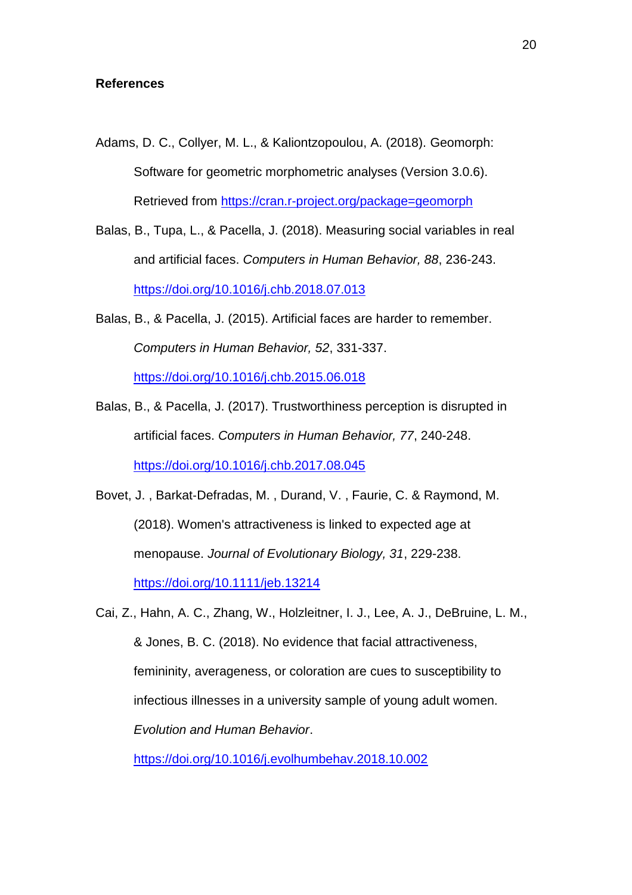**References**

Adams, D. C., Collyer, M. L., & Kaliontzopoulou, A. (2018). Geomorph: Software for geometric morphometric analyses (Version 3.0.6). Retrieved from https://cran.r-project.org/package=geomorph

Balas, B., Tupa, L., & Pacella, J. (2018). Measuring social variables in real and artificial faces. *Computers in Human Behavior, 88*, 236-243. https://doi.org/10.1016/j.chb.2018.07.013

Balas, B., & Pacella, J. (2015). Artificial faces are harder to remember. *Computers in Human Behavior, 52*, 331-337. https://doi.org/10.1016/j.chb.2015.06.018

Balas, B., & Pacella, J. (2017). Trustworthiness perception is disrupted in artificial faces. *Computers in Human Behavior, 77*, 240-248. https://doi.org/10.1016/j.chb.2017.08.045

Bovet, J. , Barkat-Defradas, M. , Durand, V. , Faurie, C. & Raymond, M. (2018). Women's attractiveness is linked to expected age at menopause. *Journal of Evolutionary Biology, 31*, 229-238. https://doi.org/10.1111/jeb.13214

Cai, Z., Hahn, A. C., Zhang, W., Holzleitner, I. J., Lee, A. J., DeBruine, L. M., & Jones, B. C. (2018). No evidence that facial attractiveness, femininity, averageness, or coloration are cues to susceptibility to infectious illnesses in a university sample of young adult women. *Evolution and Human Behavior*. https://doi.org/10.1016/j.evolhumbehav.2018.10.002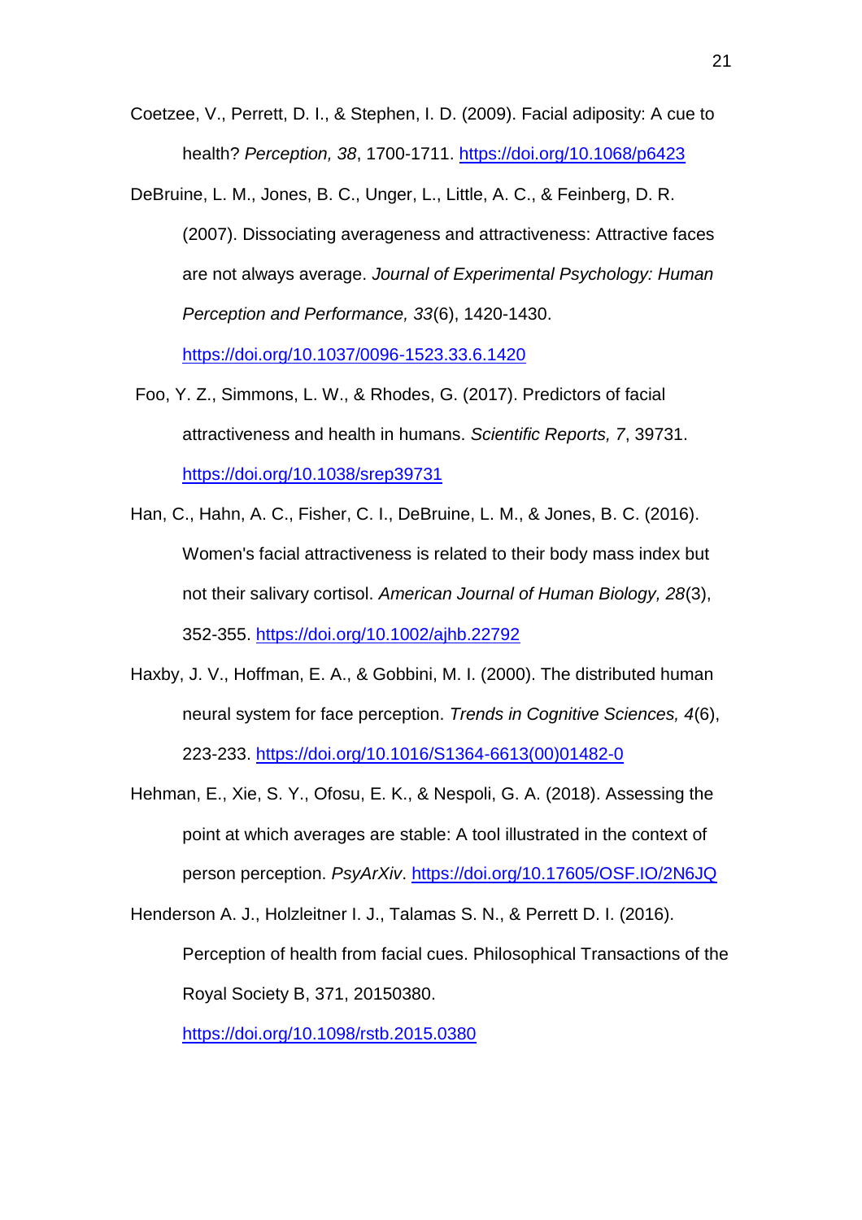Coetzee, V., Perrett, D. I., & Stephen, I. D. (2009). Facial adiposity: A cue to health? *Perception, 38*, 1700-1711. https://doi.org/10.1068/p6423

DeBruine, L. M., Jones, B. C., Unger, L., Little, A. C., & Feinberg, D. R. (2007). Dissociating averageness and attractiveness: Attractive faces are not always average. *Journal of Experimental Psychology: Human Perception and Performance, 33*(6), 1420-1430. https://doi.org/10.1037/0096-1523.33.6.1420

Foo, Y. Z., Simmons, L. W., & Rhodes, G. (2017). Predictors of facial attractiveness and health in humans. *Scientific Reports, 7*, 39731. https://doi.org/10.1038/srep39731

Han, C., Hahn, A. C., Fisher, C. I., DeBruine, L. M., & Jones, B. C. (2016). Women's facial attractiveness is related to their body mass index but not their salivary cortisol. *American Journal of Human Biology, 28*(3), 352-355. https://doi.org/10.1002/ajhb.22792

Haxby, J. V., Hoffman, E. A., & Gobbini, M. I. (2000). The distributed human neural system for face perception. *Trends in Cognitive Sciences, 4*(6), 223-233. https://doi.org/10.1016/S1364-6613(00)01482-0

Hehman, E., Xie, S. Y., Ofosu, E. K., & Nespoli, G. A. (2018). Assessing the point at which averages are stable: A tool illustrated in the context of person perception. *PsyArXiv*. https://doi.org/10.17605/OSF.IO/2N6JQ

Henderson A. J., Holzleitner I. J., Talamas S. N., & Perrett D. I. (2016). Perception of health from facial cues. Philosophical Transactions of the Royal Society B, 371, 20150380. https://doi.org/10.1098/rstb.2015.0380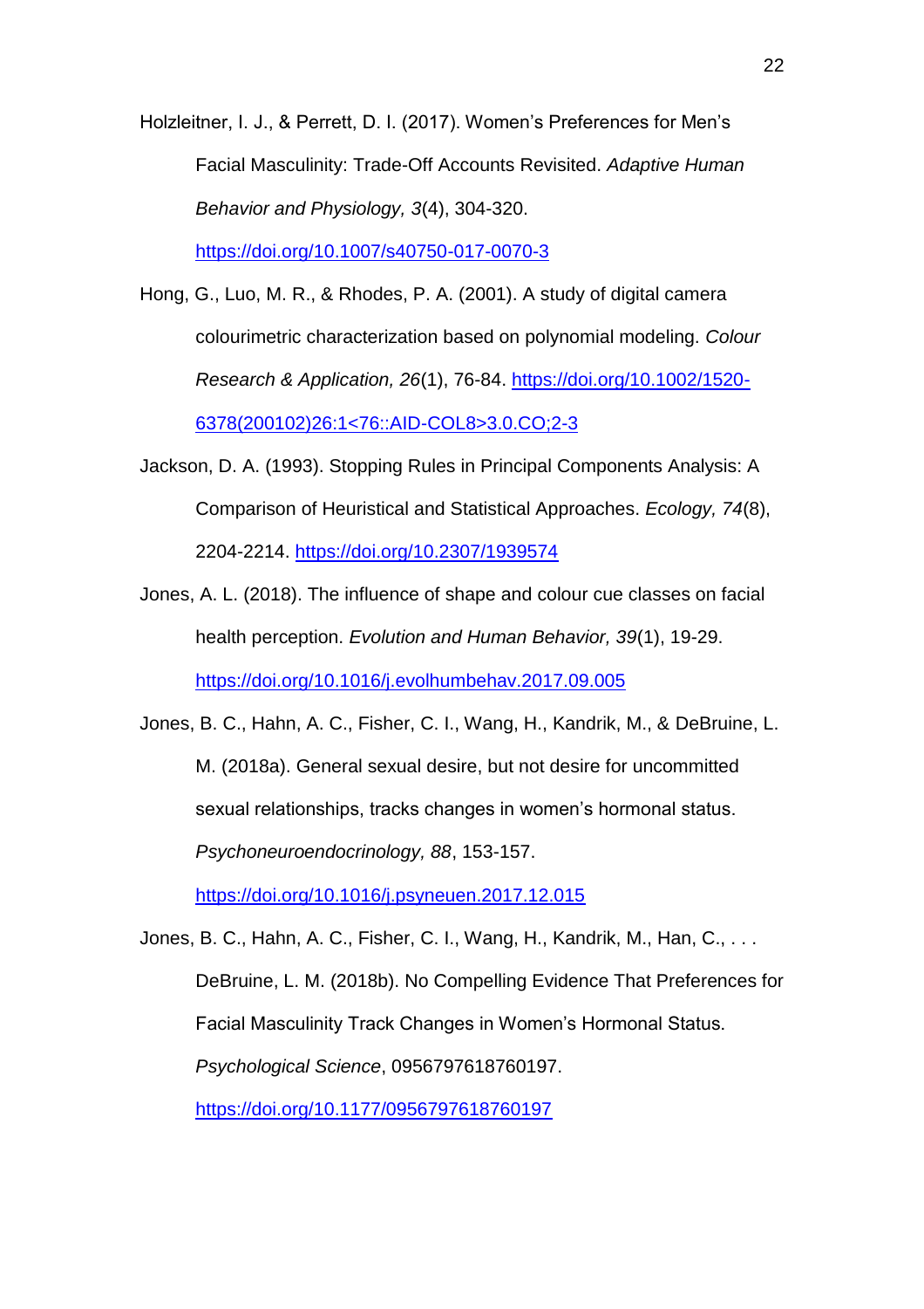Holzleitner, I. J., & Perrett, D. I. (2017). Women's Preferences for Men's Facial Masculinity: Trade-Off Accounts Revisited. *Adaptive Human Behavior and Physiology, 3*(4), 304-320. https://doi.org/10.1007/s40750-017-0070-3

Hong, G., Luo, M. R., & Rhodes, P. A. (2001). A study of digital camera colourimetric characterization based on polynomial modeling. *Colour Research & Application, 26*(1), 76-84. https://doi.org/10.1002/1520-6378(200102)26:1<76::AID-COL8>3.0.CO;2-3

Jackson, D. A. (1993). Stopping Rules in Principal Components Analysis: A Comparison of Heuristical and Statistical Approaches. *Ecology, 74*(8), 2204-2214. https://doi.org/10.2307/1939574

Jones, A. L. (2018). The influence of shape and colour cue classes on facial health perception. *Evolution and Human Behavior, 39*(1), 19-29. https://doi.org/10.1016/j.evolhumbehav.2017.09.005

Jones, B. C., Hahn, A. C., Fisher, C. I., Wang, H., Kandrik, M., & DeBruine, L. M. (2018a). General sexual desire, but not desire for uncommitted sexual relationships, tracks changes in women's hormonal status. *Psychoneuroendocrinology, 88*, 153-157. https://doi.org/10.1016/j.psyneuen.2017.12.015

Jones, B. C., Hahn, A. C., Fisher, C. I., Wang, H., Kandrik, M., Han, C., . . . DeBruine, L. M. (2018b). No Compelling Evidence That Preferences for Facial Masculinity Track Changes in Women's Hormonal Status. *Psychological Science*, 0956797618760197. https://doi.org/10.1177/0956797618760197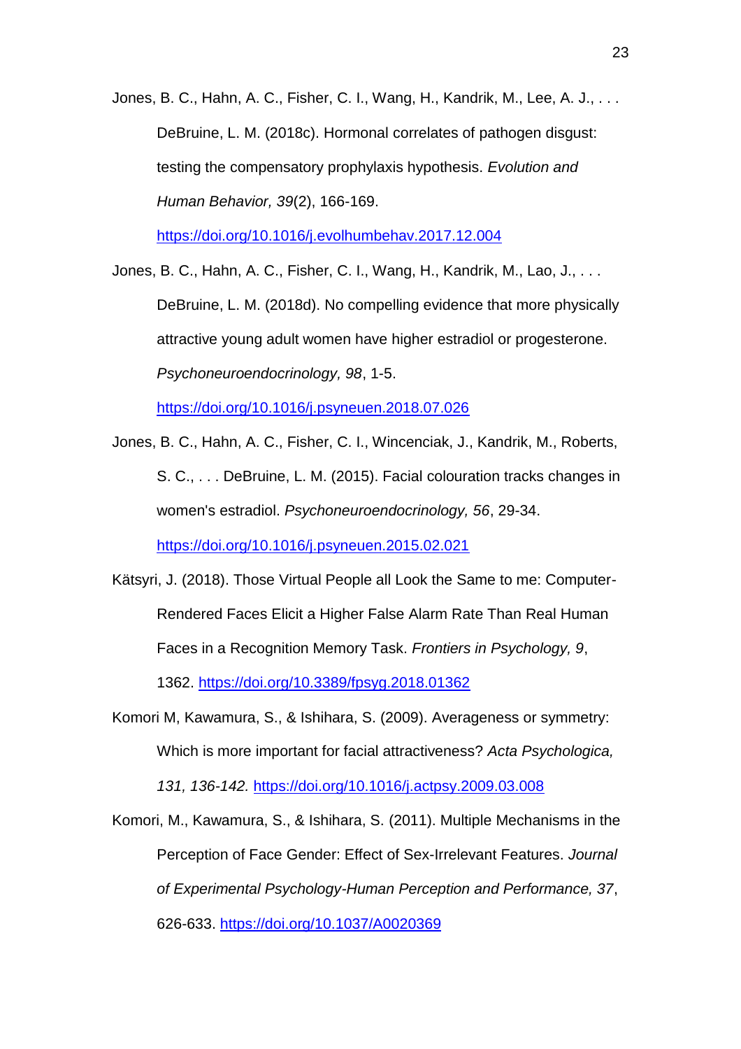Jones, B. C., Hahn, A. C., Fisher, C. I., Wang, H., Kandrik, M., Lee, A. J., . . . DeBruine, L. M. (2018c). Hormonal correlates of pathogen disgust: testing the compensatory prophylaxis hypothesis. *Evolution and Human Behavior, 39*(2), 166-169. https://doi.org/10.1016/j.evolhumbehav.2017.12.004

Jones, B. C., Hahn, A. C., Fisher, C. I., Wang, H., Kandrik, M., Lao, J., . . . DeBruine, L. M. (2018d). No compelling evidence that more physically attractive young adult women have higher estradiol or progesterone. *Psychoneuroendocrinology, 98*, 1-5. https://doi.org/10.1016/j.psyneuen.2018.07.026

Jones, B. C., Hahn, A. C., Fisher, C. I., Wincenciak, J., Kandrik, M., Roberts, S. C., . . . DeBruine, L. M. (2015). Facial colouration tracks changes in women's estradiol. *Psychoneuroendocrinology, 56*, 29-34. https://doi.org/10.1016/j.psyneuen.2015.02.021

Kätsyri, J. (2018). Those Virtual People all Look the Same to me: Computer-Rendered Faces Elicit a Higher False Alarm Rate Than Real Human Faces in a Recognition Memory Task. *Frontiers in Psychology, 9*, 1362. https://doi.org/10.3389/fpsyg.2018.01362

Komori M, Kawamura, S., & Ishihara, S. (2009). Averageness or symmetry: Which is more important for facial attractiveness? *Acta Psychologica, 131, 136-142.* https://doi.org/10.1016/j.actpsy.2009.03.008

Komori, M., Kawamura, S., & Ishihara, S. (2011). Multiple Mechanisms in the Perception of Face Gender: Effect of Sex-Irrelevant Features. *Journal of Experimental Psychology-Human Perception and Performance, 37*, 626-633. https://doi.org/10.1037/A0020369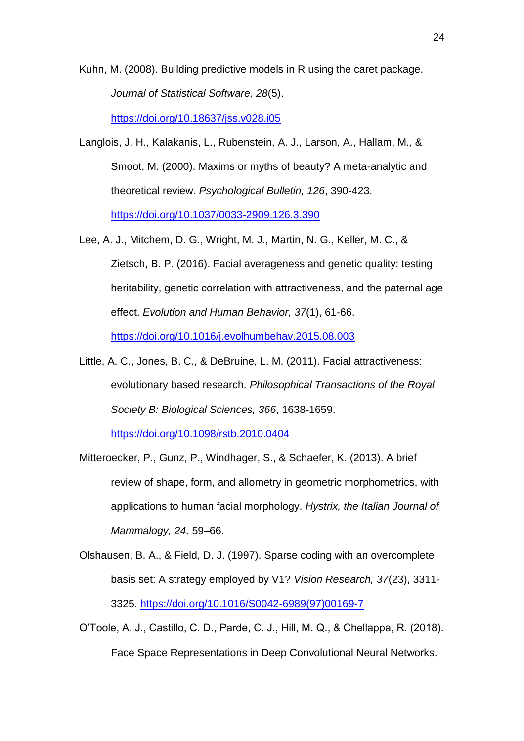Kuhn, M. (2008). Building predictive models in R using the caret package. *Journal of Statistical Software, 28*(5). https://doi.org/10.18637/jss.v028.i05

Langlois, J. H., Kalakanis, L., Rubenstein, A. J., Larson, A., Hallam, M., & Smoot, M. (2000). Maxims or myths of beauty? A meta-analytic and theoretical review. *Psychological Bulletin, 126*, 390-423. https://doi.org/10.1037/0033-2909.126.3.390

Lee, A. J., Mitchem, D. G., Wright, M. J., Martin, N. G., Keller, M. C., & Zietsch, B. P. (2016). Facial averageness and genetic quality: testing heritability, genetic correlation with attractiveness, and the paternal age effect. *Evolution and Human Behavior, 37*(1), 61-66. https://doi.org/10.1016/j.evolhumbehav.2015.08.003

Little, A. C., Jones, B. C., & DeBruine, L. M. (2011). Facial attractiveness: evolutionary based research. *Philosophical Transactions of the Royal Society B: Biological Sciences, 366*, 1638-1659. https://doi.org/10.1098/rstb.2010.0404

Mitteroecker, P., Gunz, P., Windhager, S., & Schaefer, K. (2013). A brief review of shape, form, and allometry in geometric morphometrics, with applications to human facial morphology. *Hystrix, the Italian Journal of Mammalogy, 24,* 59–66.

Olshausen, B. A., & Field, D. J. (1997). Sparse coding with an overcomplete basis set: A strategy employed by V1? *Vision Research, 37*(23), 3311-3325. https://doi.org/10.1016/S0042-6989(97)00169-7

O'Toole, A. J., Castillo, C. D., Parde, C. J., Hill, M. Q., & Chellappa, R. (2018). Face Space Representations in Deep Convolutional Neural Networks.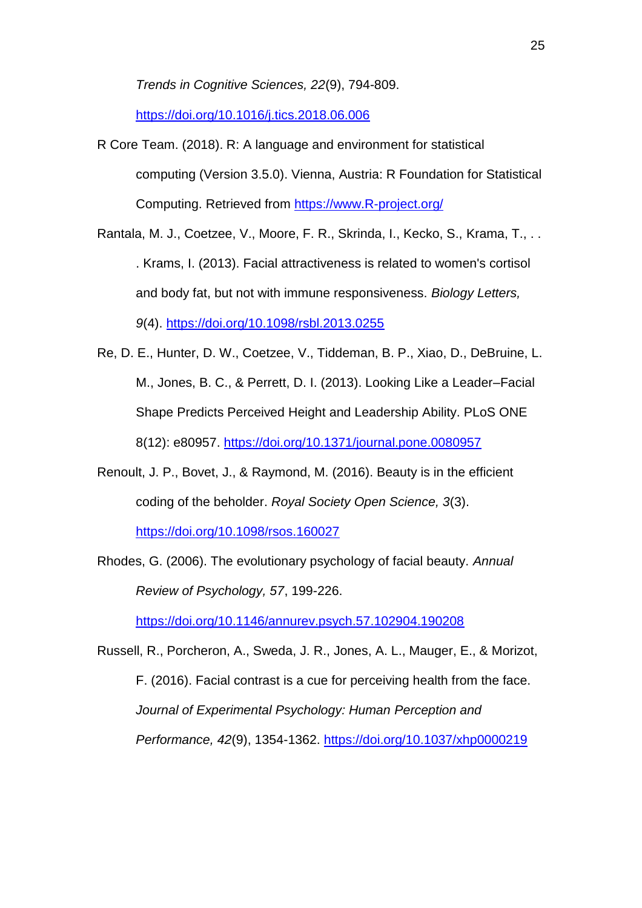*Trends in Cognitive Sciences, 22*(9), 794-809. https://doi.org/10.1016/j.tics.2018.06.006

R Core Team. (2018). R: A language and environment for statistical computing (Version 3.5.0). Vienna, Austria: R Foundation for Statistical Computing. Retrieved from https://www.R-project.org/

Rantala, M. J., Coetzee, V., Moore, F. R., Skrinda, I., Kecko, S., Krama, T., . . . Krams, I. (2013). Facial attractiveness is related to women's cortisol and body fat, but not with immune responsiveness. *Biology Letters, 9*(4). https://doi.org/10.1098/rsbl.2013.0255

Re, D. E., Hunter, D. W., Coetzee, V., Tiddeman, B. P., Xiao, D., DeBruine, L. M., Jones, B. C., & Perrett, D. I. (2013). Looking Like a Leader–Facial Shape Predicts Perceived Height and Leadership Ability. PLoS ONE 8(12): e80957. https://doi.org/10.1371/journal.pone.0080957

Renoult, J. P., Bovet, J., & Raymond, M. (2016). Beauty is in the efficient coding of the beholder. *Royal Society Open Science, 3*(3). https://doi.org/10.1098/rsos.160027

Rhodes, G. (2006). The evolutionary psychology of facial beauty. *Annual Review of Psychology, 57*, 199-226. https://doi.org/10.1146/annurev.psych.57.102904.190208

Russell, R., Porcheron, A., Sweda, J. R., Jones, A. L., Mauger, E., & Morizot, F. (2016). Facial contrast is a cue for perceiving health from the face. *Journal of Experimental Psychology: Human Perception and Performance, 42*(9), 1354-1362. https://doi.org/10.1037/xhp0000219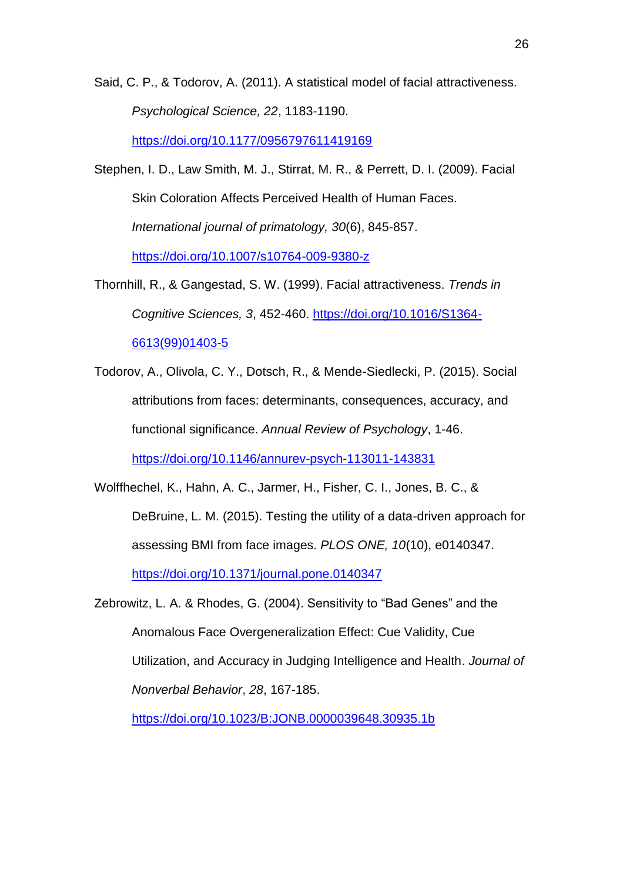Said, C. P., & Todorov, A. (2011). A statistical model of facial attractiveness. *Psychological Science, 22*, 1183-1190. https://doi.org/10.1177/0956797611419169

Stephen, I. D., Law Smith, M. J., Stirrat, M. R., & Perrett, D. I. (2009). Facial Skin Coloration Affects Perceived Health of Human Faces. *International journal of primatology, 30*(6), 845-857. https://doi.org/10.1007/s10764-009-9380-z

Thornhill, R., & Gangestad, S. W. (1999). Facial attractiveness. *Trends in Cognitive Sciences, 3*, 452-460. https://doi.org/10.1016/S1364-6613(99)01403-5

Todorov, A., Olivola, C. Y., Dotsch, R., & Mende-Siedlecki, P. (2015). Social attributions from faces: determinants, consequences, accuracy, and functional significance. *Annual Review of Psychology*, 1-46. https://doi.org/10.1146/annurev-psych-113011-143831

Wolffhechel, K., Hahn, A. C., Jarmer, H., Fisher, C. I., Jones, B. C., & DeBruine, L. M. (2015). Testing the utility of a data-driven approach for assessing BMI from face images. *PLOS ONE, 10*(10), e0140347. https://doi.org/10.1371/journal.pone.0140347

Zebrowitz, L. A. & Rhodes, G. (2004). Sensitivity to "Bad Genes" and the Anomalous Face Overgeneralization Effect: Cue Validity, Cue Utilization, and Accuracy in Judging Intelligence and Health. *Journal of Nonverbal Behavior*, *28*, 167-185. https://doi.org/10.1023/B:JONB.0000039648.30935.1b